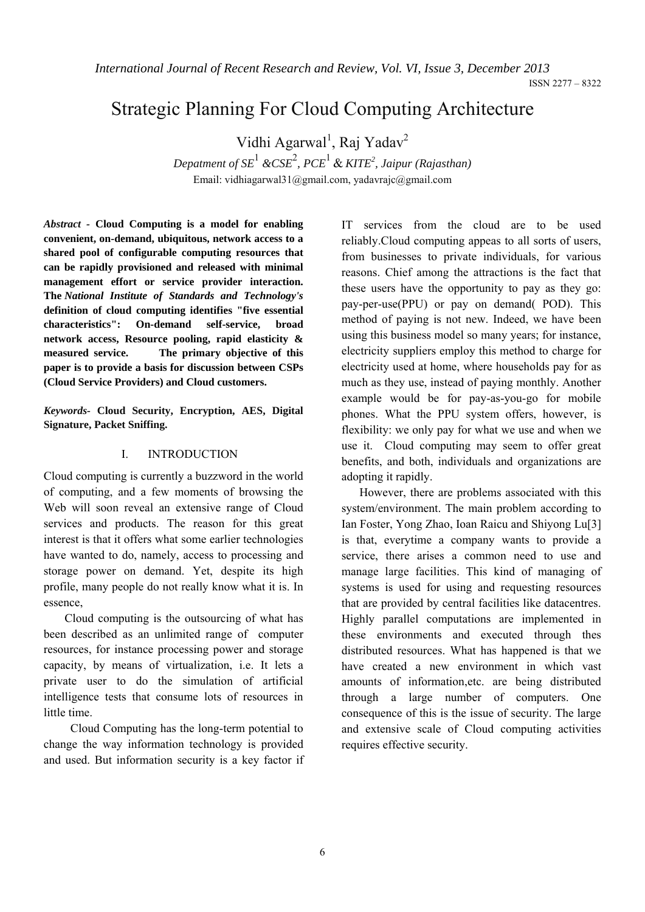# Strategic Planning For Cloud Computing Architecture

Vidhi Agarwal[1], Raj Yadav[2]

*Depatment of SE[1] &CSE[2], PCE[1] & KITE[2], Jaipur (Rajasthan)*

Email: vidhiagarwal31@gmail.com, yadavrajc@gmail.com

***Abstract* - Cloud Computing is a model for enabling convenient, on-demand, ubiquitous, network access to a shared pool of configurable computing resources that can be rapidly provisioned and released with minimal management effort or service provider interaction. The *National Institute of Standards and Technology's* definition of cloud computing identifies "five essential characteristics": On-demand self-service, broad network access, Resource pooling, rapid elasticity & measured service. The primary objective of this paper is to provide a basis for discussion between CSPs (Cloud Service Providers) and Cloud customers.**

***Keywords*- Cloud Security, Encryption, AES, Digital Signature, Packet Sniffing.**

## I. INTRODUCTION

Cloud computing is currently a buzzword in the world of computing, and a few moments of browsing the Web will soon reveal an extensive range of Cloud services and products. The reason for this great interest is that it offers what some earlier technologies have wanted to do, namely, access to processing and storage power on demand. Yet, despite its high profile, many people do not really know what it is. In essence,

Cloud computing is the outsourcing of what has been described as an unlimited range of computer resources, for instance processing power and storage capacity, by means of virtualization, i.e. It lets a private user to do the simulation of artificial intelligence tests that consume lots of resources in little time.

Cloud Computing has the long-term potential to change the way information technology is provided and used. But information security is a key factor if IT services from the cloud are to be used reliably.Cloud computing appeas to all sorts of users, from businesses to private individuals, for various reasons. Chief among the attractions is the fact that these users have the opportunity to pay as they go: pay-per-use(PPU) or pay on demand( POD). This method of paying is not new. Indeed, we have been using this business model so many years; for instance, electricity suppliers employ this method to charge for electricity used at home, where households pay for as much as they use, instead of paying monthly. Another example would be for pay-as-you-go for mobile phones. What the PPU system offers, however, is flexibility: we only pay for what we use and when we use it. Cloud computing may seem to offer great benefits, and both, individuals and organizations are adopting it rapidly.

However, there are problems associated with this system/environment. The main problem according to Ian Foster, Yong Zhao, Ioan Raicu and Shiyong Lu[3] is that, everytime a company wants to provide a service, there arises a common need to use and manage large facilities. This kind of managing of systems is used for using and requesting resources that are provided by central facilities like datacentres. Highly parallel computations are implemented in these environments and executed through thes distributed resources. What has happened is that we have created a new environment in which vast amounts of information,etc. are being distributed through a large number of computers. One consequence of this is the issue of security. The large and extensive scale of Cloud computing activities requires effective security.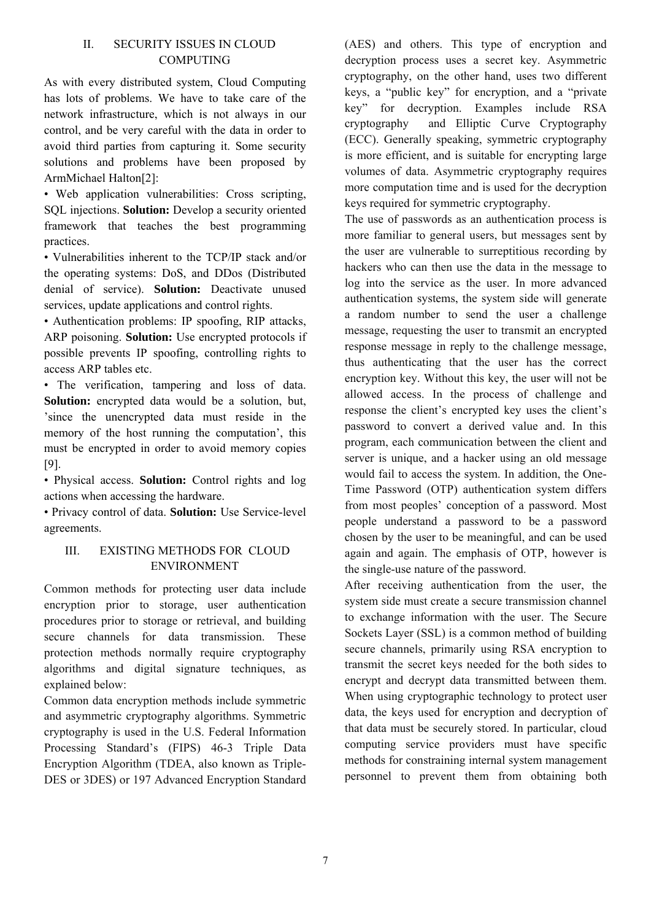## II. SECURITY ISSUES IN CLOUD COMPUTING

As with every distributed system, Cloud Computing has lots of problems. We have to take care of the network infrastructure, which is not always in our control, and be very careful with the data in order to avoid third parties from capturing it. Some security solutions and problems have been proposed by ArmMichael Halton[2]:

- Web application vulnerabilities: Cross scripting, SQL injections. **Solution:** Develop a security oriented framework that teaches the best programming practices.
- Vulnerabilities inherent to the TCP/IP stack and/or the operating systems: DoS, and DDos (Distributed denial of service). **Solution:** Deactivate unused services, update applications and control rights.
- Authentication problems: IP spoofing, RIP attacks, ARP poisoning. **Solution:** Use encrypted protocols if possible prevents IP spoofing, controlling rights to access ARP tables etc.
- The verification, tampering and loss of data. **Solution:** encrypted data would be a solution, but, 'since the unencrypted data must reside in the memory of the host running the computation', this must be encrypted in order to avoid memory copies [9].
- Physical access. **Solution:** Control rights and log actions when accessing the hardware.
- Privacy control of data. **Solution:** Use Service-level agreements.

## III. EXISTING METHODS FOR CLOUD ENVIRONMENT

Common methods for protecting user data include encryption prior to storage, user authentication procedures prior to storage or retrieval, and building secure channels for data transmission. These protection methods normally require cryptography algorithms and digital signature techniques, as explained below:

Common data encryption methods include symmetric and asymmetric cryptography algorithms. Symmetric cryptography is used in the U.S. Federal Information Processing Standard's (FIPS) 46-3 Triple Data Encryption Algorithm (TDEA, also known as Triple-DES or 3DES) or 197 Advanced Encryption Standard (AES) and others. This type of encryption and decryption process uses a secret key. Asymmetric cryptography, on the other hand, uses two different keys, a "public key" for encryption, and a "private key" for decryption. Examples include RSA cryptography and Elliptic Curve Cryptography (ECC). Generally speaking, symmetric cryptography is more efficient, and is suitable for encrypting large volumes of data. Asymmetric cryptography requires more computation time and is used for the decryption keys required for symmetric cryptography.

The use of passwords as an authentication process is more familiar to general users, but messages sent by the user are vulnerable to surreptitious recording by hackers who can then use the data in the message to log into the service as the user. In more advanced authentication systems, the system side will generate a random number to send the user a challenge message, requesting the user to transmit an encrypted response message in reply to the challenge message, thus authenticating that the user has the correct encryption key. Without this key, the user will not be allowed access. In the process of challenge and response the client's encrypted key uses the client's password to convert a derived value and. In this program, each communication between the client and server is unique, and a hacker using an old message would fail to access the system. In addition, the One-Time Password (OTP) authentication system differs from most peoples' conception of a password. Most people understand a password to be a password chosen by the user to be meaningful, and can be used again and again. The emphasis of OTP, however is the single-use nature of the password.

After receiving authentication from the user, the system side must create a secure transmission channel to exchange information with the user. The Secure Sockets Layer (SSL) is a common method of building secure channels, primarily using RSA encryption to transmit the secret keys needed for the both sides to encrypt and decrypt data transmitted between them. When using cryptographic technology to protect user data, the keys used for encryption and decryption of that data must be securely stored. In particular, cloud computing service providers must have specific methods for constraining internal system management personnel to prevent them from obtaining both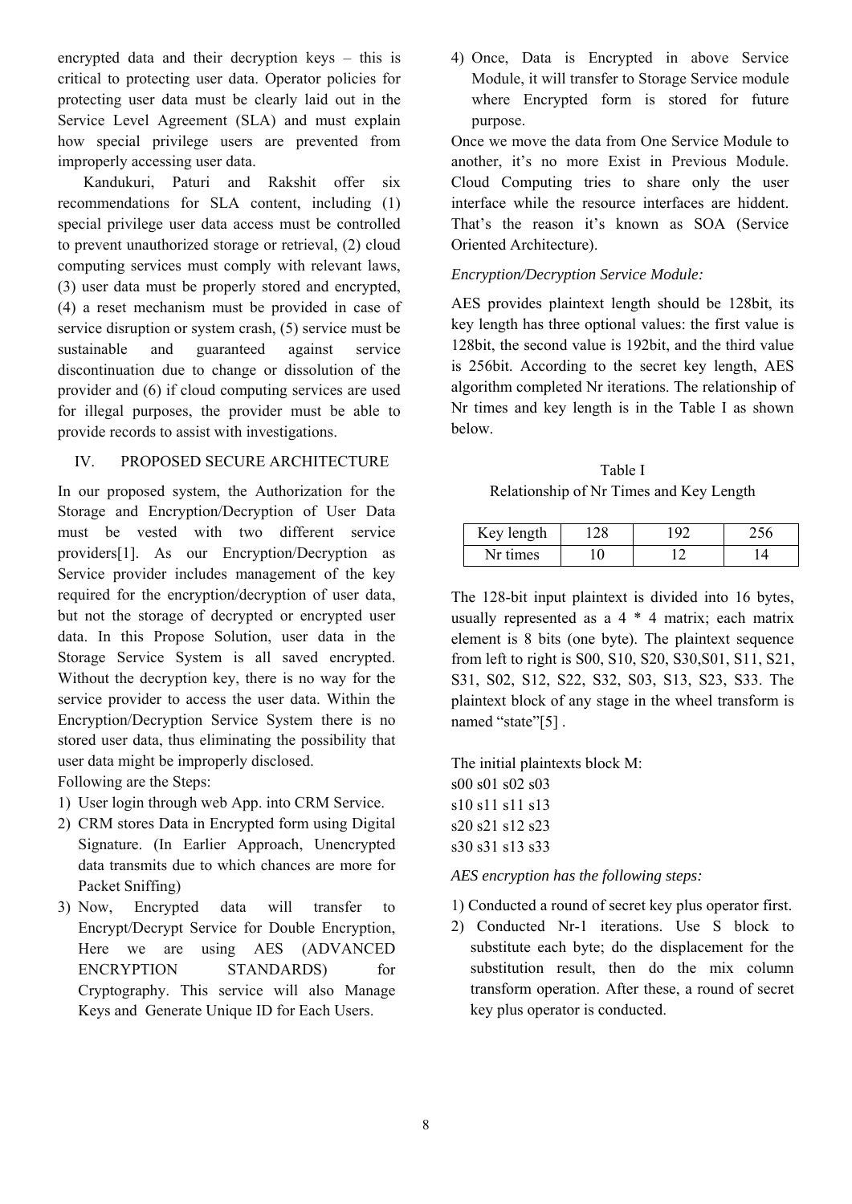encrypted data and their decryption keys – this is critical to protecting user data. Operator policies for protecting user data must be clearly laid out in the Service Level Agreement (SLA) and must explain how special privilege users are prevented from improperly accessing user data.

Kandukuri, Paturi and Rakshit offer six recommendations for SLA content, including (1) special privilege user data access must be controlled to prevent unauthorized storage or retrieval, (2) cloud computing services must comply with relevant laws, (3) user data must be properly stored and encrypted, (4) a reset mechanism must be provided in case of service disruption or system crash, (5) service must be sustainable and guaranteed against service discontinuation due to change or dissolution of the provider and (6) if cloud computing services are used for illegal purposes, the provider must be able to provide records to assist with investigations.

## IV. PROPOSED SECURE ARCHITECTURE

In our proposed system, the Authorization for the Storage and Encryption/Decryption of User Data must be vested with two different service providers[1]. As our Encryption/Decryption as Service provider includes management of the key required for the encryption/decryption of user data, but not the storage of decrypted or encrypted user data. In this Propose Solution, user data in the Storage Service System is all saved encrypted. Without the decryption key, there is no way for the service provider to access the user data. Within the Encryption/Decryption Service System there is no stored user data, thus eliminating the possibility that user data might be improperly disclosed.

Following are the Steps:

1) User login through web App. into CRM Service.
2) CRM stores Data in Encrypted form using Digital Signature. (In Earlier Approach, Unencrypted data transmits due to which chances are more for Packet Sniffing)
3) Now, Encrypted data will transfer to Encrypt/Decrypt Service for Double Encryption, Here we are using AES (ADVANCED ENCRYPTION STANDARDS) for Cryptography. This service will also Manage Keys and Generate Unique ID for Each Users.
4) Once, Data is Encrypted in above Service Module, it will transfer to Storage Service module where Encrypted form is stored for future purpose.

Once we move the data from One Service Module to another, it's no more Exist in Previous Module. Cloud Computing tries to share only the user interface while the resource interfaces are hiddent. That's the reason it's known as SOA (Service Oriented Architecture).

*Encryption/Decryption Service Module:*

AES provides plaintext length should be 128bit, its key length has three optional values: the first value is 128bit, the second value is 192bit, and the third value is 256bit. According to the secret key length, AES algorithm completed Nr iterations. The relationship of Nr times and key length is in the Table I as shown below.

Table I
Relationship of Nr Times and Key Length

| Key length | 128 | 192 | 256 |
|---|---|---|---|
| Nr times | 10 | 12 | 14 |

The 128-bit input plaintext is divided into 16 bytes, usually represented as a 4 * 4 matrix; each matrix element is 8 bits (one byte). The plaintext sequence from left to right is S00, S10, S20, S30,S01, S11, S21, S31, S02, S12, S22, S32, S03, S13, S23, S33. The plaintext block of any stage in the wheel transform is named "state"[5] .

The initial plaintexts block M:
s00 s01 s02 s03
s10 s11 s11 s13
s20 s21 s12 s23
s30 s31 s13 s33

*AES encryption has the following steps:*

1) Conducted a round of secret key plus operator first.
2) Conducted Nr-1 iterations. Use S block to substitute each byte; do the displacement for the substitution result, then do the mix column transform operation. After these, a round of secret key plus operator is conducted.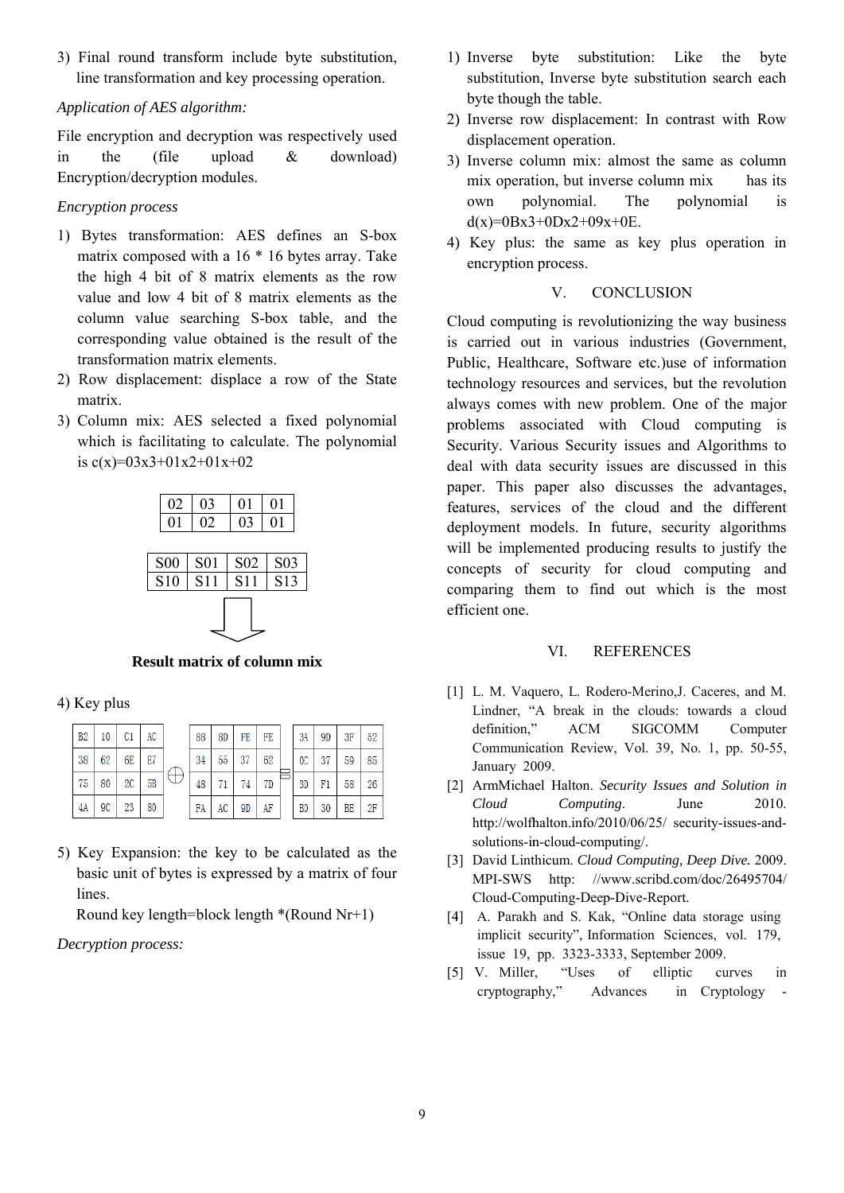3) Final round transform include byte substitution, line transformation and key processing operation.

*Application of AES algorithm:*

File encryption and decryption was respectively used in the (file upload & download) Encryption/decryption modules.

*Encryption process*

1) Bytes transformation: AES defines an S-box matrix composed with a 16 * 16 bytes array. Take the high 4 bit of 8 matrix elements as the row value and low 4 bit of 8 matrix elements as the column value searching S-box table, and the corresponding value obtained is the result of the transformation matrix elements.
2) Row displacement: displace a row of the State matrix.
3) Column mix: AES selected a fixed polynomial which is facilitating to calculate. The polynomial is c(x)=03x3+01x2+01x+02

| 02 | 03 | 01 | 01 |
|---|---|---|---|
| 01 | 02 | 03 | 01 |

| S00 | S01 | S02 | S03 |
|---|---|---|---|
| S10 | S11 | S11 | S13 |

**Result matrix of column mix**

4) Key plus

| B2 | 10 | C1 | AC |
|---|---|---|---|
| 38 | 62 | 6E | E7 |
| 75 | 80 | 2C | 5B |
| 4A | 9C | 23 | 80 |

⊕

| 88 | 8D | FE | FE |
|---|---|---|---|
| 34 | 55 | 37 | 62 |
| 48 | 71 | 74 | 7D |
| FA | AC | 9D | AF |

=

| 3A | 9D | 3F | 52 |
|---|---|---|---|
| 0C | 37 | 59 | 85 |
| 3D | F1 | 58 | 26 |
| B0 | 30 | BE | 2F |

5) Key Expansion: the key to be calculated as the basic unit of bytes is expressed by a matrix of four lines.
   Round key length=block length *(Round Nr+1)

*Decryption process:*

1) Inverse byte substitution: Like the byte substitution, Inverse byte substitution search each byte though the table.
2) Inverse row displacement: In contrast with Row displacement operation.
3) Inverse column mix: almost the same as column mix operation, but inverse column mix has its own polynomial. The polynomial is d(x)=0Bx3+0Dx2+09x+0E.
4) Key plus: the same as key plus operation in encryption process.

## V. CONCLUSION

Cloud computing is revolutionizing the way business is carried out in various industries (Government, Public, Healthcare, Software etc.)use of information technology resources and services, but the revolution always comes with new problem. One of the major problems associated with Cloud computing is Security. Various Security issues and Algorithms to deal with data security issues are discussed in this paper. This paper also discusses the advantages, features, services of the cloud and the different deployment models. In future, security algorithms will be implemented producing results to justify the concepts of security for cloud computing and comparing them to find out which is the most efficient one.

## VI. REFERENCES

[1] L. M. Vaquero, L. Rodero-Merino,J. Caceres, and M. Lindner, “A break in the clouds: towards a cloud definition,” ACM SIGCOMM Computer Communication Review, Vol. 39, No. 1, pp. 50-55, January 2009.

[2] ArmMichael Halton. *Security Issues and Solution in Cloud Computing*. June 2010. http://wolfhalton.info/2010/06/25/ security-issues-and-solutions-in-cloud-computing/.

[3] David Linthicum. *Cloud Computing, Deep Dive.* 2009. MPI-SWS http: //www.scribd.com/doc/26495704/ Cloud-Computing-Deep-Dive-Report.

[4] A. Parakh and S. Kak, “Online data storage using implicit security”, Information Sciences, vol. 179, issue 19, pp. 3323-3333, September 2009.

[5] V. Miller, “Uses of elliptic curves in cryptography,” Advances in Cryptology -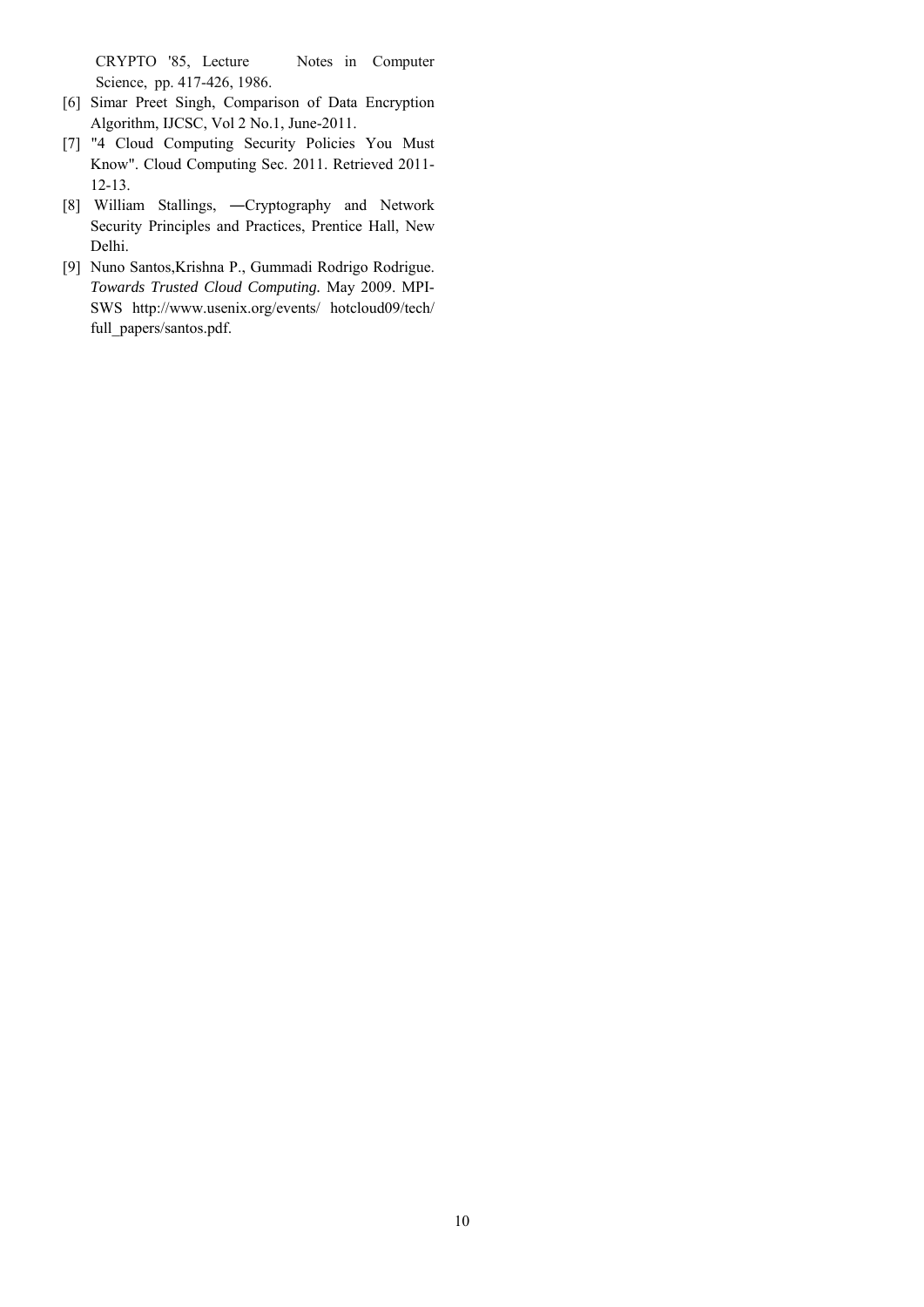CRYPTO '85, Lecture Notes in Computer Science, pp. 417-426, 1986.

[6] Simar Preet Singh, Comparison of Data Encryption Algorithm, IJCSC, Vol 2 No.1, June-2011.

[7] "4 Cloud Computing Security Policies You Must Know". Cloud Computing Sec. 2011. Retrieved 2011-12-13.

[8] William Stallings, ―Cryptography and Network Security Principles and Practices, Prentice Hall, New Delhi.

[9] Nuno Santos,Krishna P., Gummadi Rodrigo Rodrigue. *Towards Trusted Cloud Computing.* May 2009. MPI-SWS http://www.usenix.org/events/ hotcloud09/tech/ full_papers/santos.pdf.